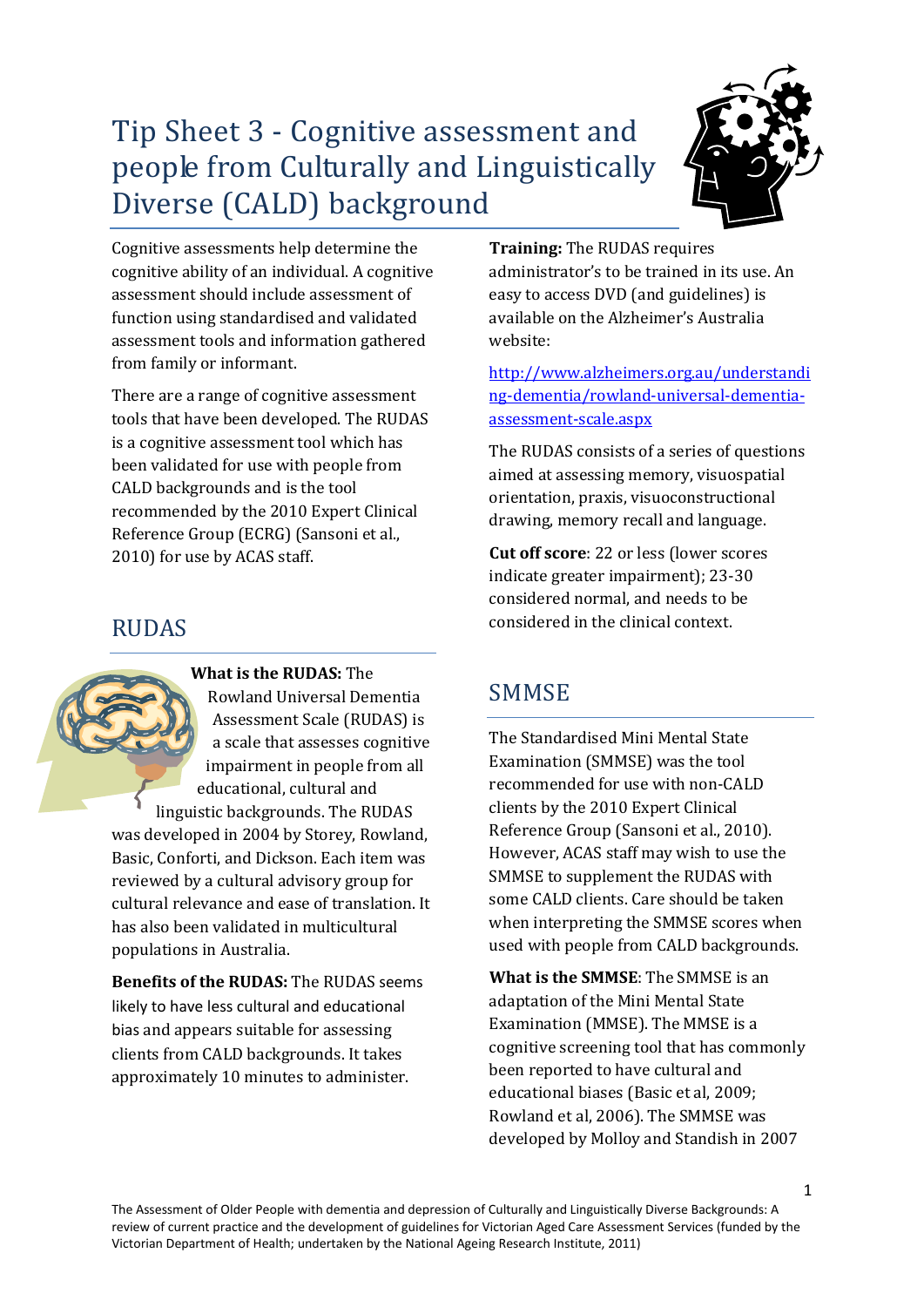# Tip Sheet 3 - Cognitive assessment and people from Culturally and Linguistically Diverse (CALD) background

Cognitive assessments help determine the cognitive ability of an individual. A cognitive assessment should include assessment of function using standardised and validated assessment tools and information gathered from family or informant.

There are a range of cognitive assessment tools that have been developed. The RUDAS is a cognitive assessment tool which has been validated for use with people from CALD backgrounds and is the tool recommended by the 2010 Expert Clinical Reference Group (ECRG) (Sansoni et al., 2010) for use by ACAS staff.

## RUDAS

**What is the RUDAS:** The Rowland Universal Dementia Assessment Scale (RUDAS) is a scale that assesses cognitive impairment in people from all educational, cultural and linguistic backgrounds. The RUDAS was developed in 2004 by Storey, Rowland, Basic, Conforti, and Dickson. Each item was reviewed by a cultural advisory group for cultural relevance and ease of translation. It has also been validated in multicultural populations in Australia.

**Benefits of the RUDAS:** The RUDAS seems likely to have less cultural and educational bias and appears suitable for assessing clients from CALD backgrounds. It takes approximately 10 minutes to administer.

**Training:** The RUDAS requires administrator's to be trained in its use. An easy to access DVD (and guidelines) is available on the Alzheimer's Australia website:

http://www.alzheimers.org.au/understanding-dementia/rowland-universal-dementia-assessment-scale.aspx

The RUDAS consists of a series of questions aimed at assessing memory, visuospatial orientation, praxis, visuoconstructional drawing, memory recall and language.

**Cut off score**: 22 or less (lower scores indicate greater impairment); 23-30 considered normal, and needs to be considered in the clinical context.

## SMMSE

The Standardised Mini Mental State Examination (SMMSE) was the tool recommended for use with non-CALD clients by the 2010 Expert Clinical Reference Group (Sansoni et al., 2010). However, ACAS staff may wish to use the SMMSE to supplement the RUDAS with some CALD clients. Care should be taken when interpreting the SMMSE scores when used with people from CALD backgrounds.

**What is the SMMSE**: The SMMSE is an adaptation of the Mini Mental State Examination (MMSE). The MMSE is a cognitive screening tool that has commonly been reported to have cultural and educational biases (Basic et al, 2009; Rowland et al, 2006). The SMMSE was developed by Molloy and Standish in 2007

The Assessment of Older People with dementia and depression of Culturally and Linguistically Diverse Backgrounds: A review of current practice and the development of guidelines for Victorian Aged Care Assessment Services (funded by the Victorian Department of Health; undertaken by the National Ageing Research Institute, 2011)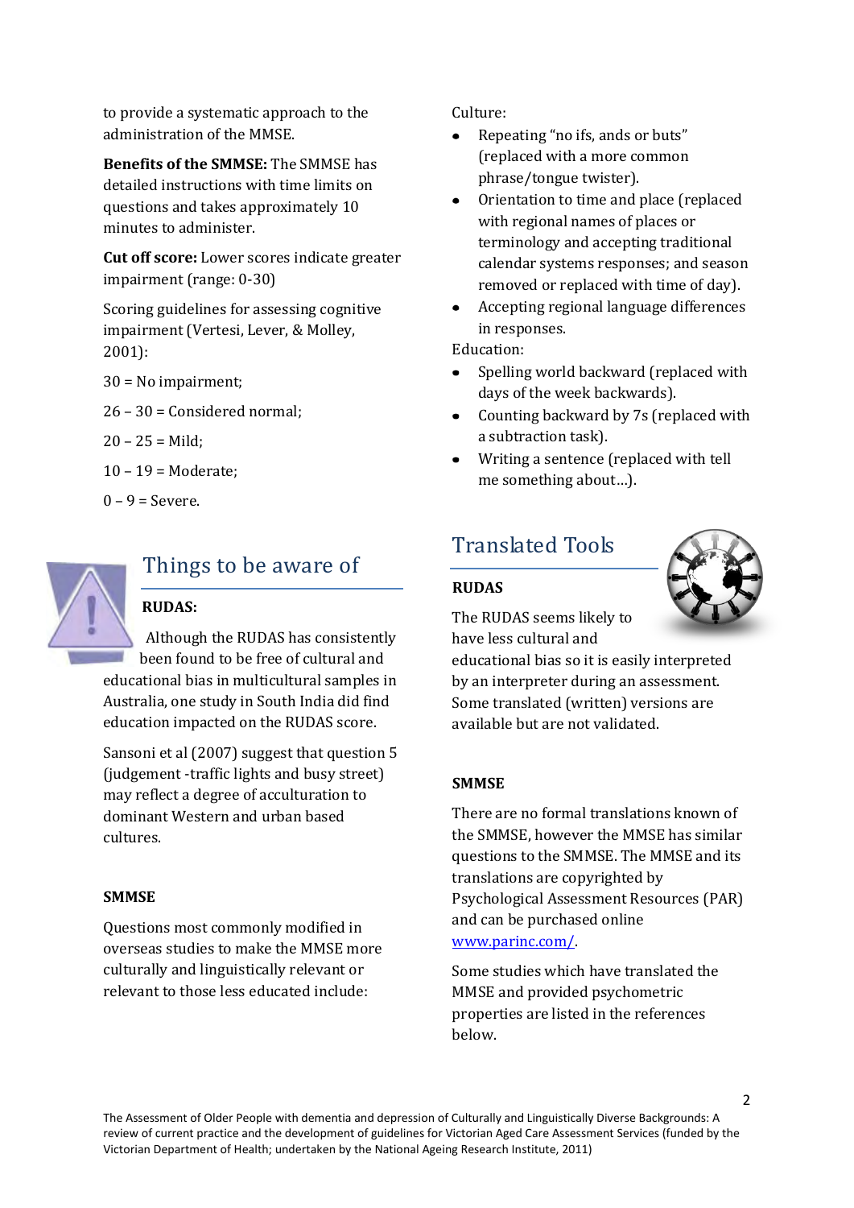to provide a systematic approach to the administration of the MMSE.

**Benefits of the SMMSE:** The SMMSE has detailed instructions with time limits on questions and takes approximately 10 minutes to administer.

**Cut off score:** Lower scores indicate greater impairment (range: 0-30)

Scoring guidelines for assessing cognitive impairment (Vertesi, Lever, & Molley, 2001):

30 = No impairment;

26 – 30 = Considered normal;

20 – 25 = Mild;

10 – 19 = Moderate;

0 – 9 = Severe.

## Things to be aware of

**RUDAS:**

Although the RUDAS has consistently been found to be free of cultural and educational bias in multicultural samples in Australia, one study in South India did find education impacted on the RUDAS score.

Sansoni et al (2007) suggest that question 5 (judgement -traffic lights and busy street) may reflect a degree of acculturation to dominant Western and urban based cultures.

**SMMSE**

Questions most commonly modified in overseas studies to make the MMSE more culturally and linguistically relevant or relevant to those less educated include:

Culture:

- Repeating "no ifs, ands or buts" (replaced with a more common phrase/tongue twister).
- Orientation to time and place (replaced with regional names of places or terminology and accepting traditional calendar systems responses; and season removed or replaced with time of day).
- Accepting regional language differences in responses.

Education:

- Spelling world backward (replaced with days of the week backwards).
- Counting backward by 7s (replaced with a subtraction task).
- Writing a sentence (replaced with tell me something about...).

## Translated Tools

**RUDAS**

The RUDAS seems likely to have less cultural and educational bias so it is easily interpreted by an interpreter during an assessment. Some translated (written) versions are available but are not validated.

**SMMSE**

There are no formal translations known of the SMMSE, however the MMSE has similar questions to the SMMSE. The MMSE and its translations are copyrighted by Psychological Assessment Resources (PAR) and can be purchased online www.parinc.com/.

Some studies which have translated the MMSE and provided psychometric properties are listed in the references below.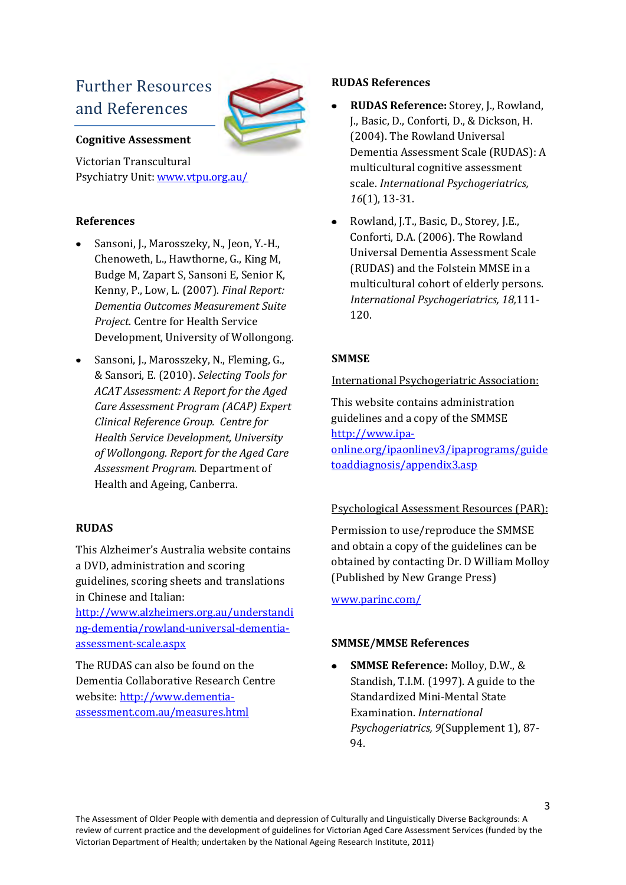## Further Resources and References

### Cognitive Assessment

Victorian Transcultural Psychiatry Unit: www.vtpu.org.au/

### References

- Sansoni, J., Marosszeky, N., Jeon, Y.-H., Chenoweth, L., Hawthorne, G., King M, Budge M, Zapart S, Sansoni E, Senior K, Kenny, P., Low, L. (2007). *Final Report: Dementia Outcomes Measurement Suite Project*. Centre for Health Service Development, University of Wollongong.
- Sansoni, J., Marosszeky, N., Fleming, G., & Sansori, E. (2010). *Selecting Tools for ACAT Assessment: A Report for the Aged Care Assessment Program (ACAP) Expert Clinical Reference Group. Centre for Health Service Development, University of Wollongong. Report for the Aged Care Assessment Program.* Department of Health and Ageing, Canberra.

### RUDAS

This Alzheimer's Australia website contains a DVD, administration and scoring guidelines, scoring sheets and translations in Chinese and Italian: http://www.alzheimers.org.au/understanding-dementia/rowland-universal-dementia-assessment-scale.aspx

The RUDAS can also be found on the Dementia Collaborative Research Centre website: http://www.dementia-assessment.com.au/measures.html

### RUDAS References

- **RUDAS Reference:** Storey, J., Rowland, J., Basic, D., Conforti, D., & Dickson, H. (2004). The Rowland Universal Dementia Assessment Scale (RUDAS): A multicultural cognitive assessment scale. *International Psychogeriatrics, 16*(1), 13-31.
- Rowland, J.T., Basic, D., Storey, J.E., Conforti, D.A. (2006). The Rowland Universal Dementia Assessment Scale (RUDAS) and the Folstein MMSE in a multicultural cohort of elderly persons. *International Psychogeriatrics, 18,*111-120.

### SMMSE

International Psychogeriatric Association:

This website contains administration guidelines and a copy of the SMMSE http://www.ipa-online.org/ipaonlinev3/ipaprograms/guidetoaddiagnosis/appendix3.asp

Psychological Assessment Resources (PAR):

Permission to use/reproduce the SMMSE and obtain a copy of the guidelines can be obtained by contacting Dr. D William Molloy (Published by New Grange Press)

www.parinc.com/

### SMMSE/MMSE References

- **SMMSE Reference:** Molloy, D.W., & Standish, T.I.M. (1997). A guide to the Standardized Mini-Mental State Examination. *International Psychogeriatrics, 9*(Supplement 1), 87-94.

The Assessment of Older People with dementia and depression of Culturally and Linguistically Diverse Backgrounds: A review of current practice and the development of guidelines for Victorian Aged Care Assessment Services (funded by the Victorian Department of Health; undertaken by the National Ageing Research Institute, 2011)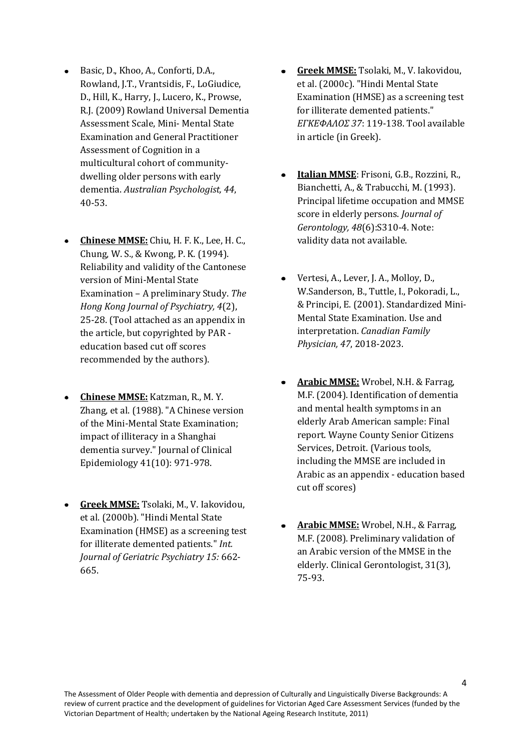- Basic, D., Khoo, A., Conforti, D.A., Rowland, J.T., Vrantsidis, F., LoGiudice, D., Hill, K., Harry, J., Lucero, K., Prowse, R.J. (2009) Rowland Universal Dementia Assessment Scale, Mini- Mental State Examination and General Practitioner Assessment of Cognition in a multicultural cohort of community-dwelling older persons with early dementia. *Australian Psychologist, 44*, 40-53.

- **Chinese MMSE:** Chiu, H. F. K., Lee, H. C., Chung, W. S., & Kwong, P. K. (1994). Reliability and validity of the Cantonese version of Mini-Mental State Examination – A preliminary Study. *The Hong Kong Journal of Psychiatry, 4*(2), 25-28. (Tool attached as an appendix in the article, but copyrighted by PAR - education based cut off scores recommended by the authors).

- **Chinese MMSE:** Katzman, R., M. Y. Zhang, et al. (1988). "A Chinese version of the Mini-Mental State Examination; impact of illiteracy in a Shanghai dementia survey." Journal of Clinical Epidemiology 41(10): 971-978.

- **Greek MMSE:** Tsolaki, M., V. Iakovidou, et al. (2000b). "Hindi Mental State Examination (HMSE) as a screening test for illiterate demented patients." *Int. Journal of Geriatric Psychiatry 15:* 662-665.

- **Greek MMSE:** Tsolaki, M., V. Iakovidou, et al. (2000c). "Hindi Mental State Examination (HMSE) as a screening test for illiterate demented patients." *ΕΓΚΕΦΑΛΟΣ 37*: 119-138. Tool available in article (in Greek).

- **Italian MMSE**: Frisoni, G.B., Rozzini, R., Bianchetti, A., & Trabucchi, M. (1993). Principal lifetime occupation and MMSE score in elderly persons. *Journal of Gerontology, 48*(6):S310-4. Note: validity data not available.

- Vertesi, A., Lever, J. A., Molloy, D., W.Sanderson, B., Tuttle, I., Pokoradi, L., & Principi, E. (2001). Standardized Mini-Mental State Examination. Use and interpretation. *Canadian Family Physician, 47*, 2018-2023.

- **Arabic MMSE:** Wrobel, N.H. & Farrag, M.F. (2004). Identification of dementia and mental health symptoms in an elderly Arab American sample: Final report. Wayne County Senior Citizens Services, Detroit. (Various tools, including the MMSE are included in Arabic as an appendix - education based cut off scores)

- **Arabic MMSE:** Wrobel, N.H., & Farrag, M.F. (2008). Preliminary validation of an Arabic version of the MMSE in the elderly. Clinical Gerontologist, 31(3), 75-93.